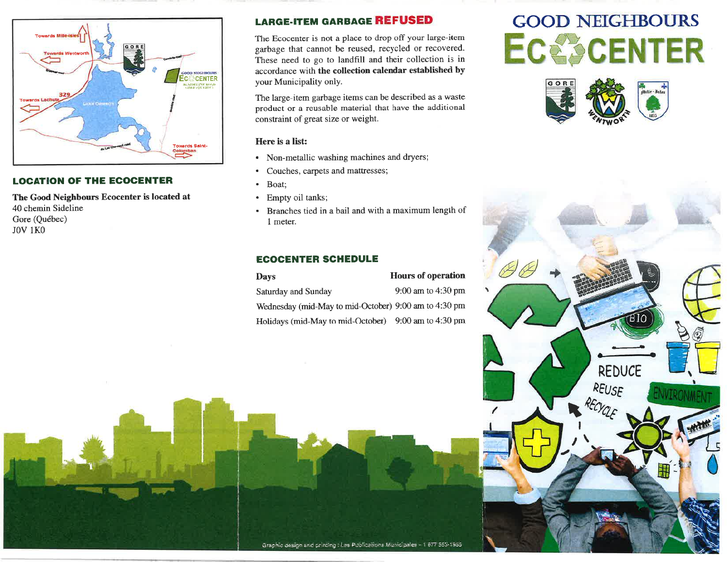# GOOD NEIGHBOURS ECOCENTER

## LARGE-ITEM GARBAGE REFUSED

The Ecocenter is not a place to drop off your large-item garbage that cannot be reused, recycled or recovered. These need to go to landfill and their collection is in accordance with **the collection calendar established by** your Municipality only.

The large-item garbage items can be described as a waste product or a reusable material that have the additional constraint of great size or weight.

**Here is a list:**

- Non-metallic washing machines and dryers;
- Couches, carpets and mattresses;
- Boat;
- Empty oil tanks;
- Branches tied in a bail and with a maximum length of 1 meter.

## ECOCENTER SCHEDULE

| Days | Hours of operation |
|---|---|
| Saturday and Sunday | 9:00 am to 4:30 pm |
| Wednesday (mid-May to mid-October) | 9:00 am to 4:30 pm |
| Holidays (mid-May to mid-October) | 9:00 am to 4:30 pm |

## LOCATION OF THE ECOCENTER

**The Good Neighbours Ecocenter is located at**
40 chemin Sideline
Gore (Québec)
J0V 1K0

Graphic design and printing : Les Publications Municipales – 1 877 553-1955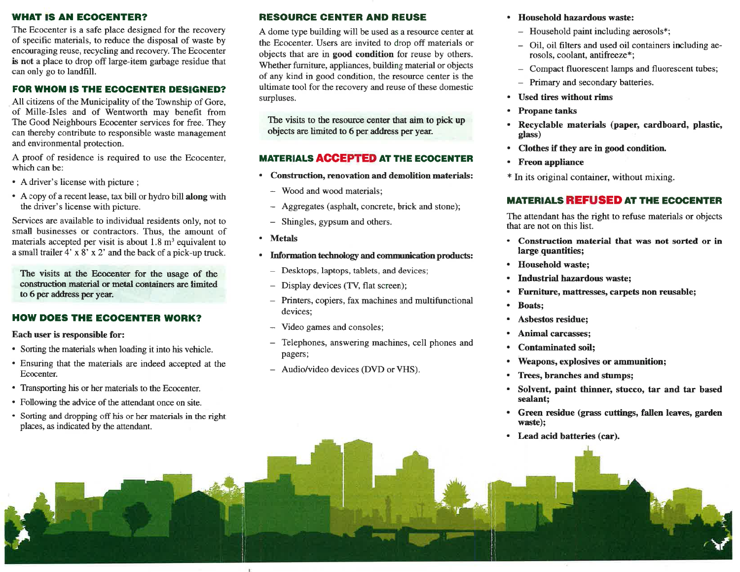## WHAT IS AN ECOCENTER?

The Ecocenter is a safe place designed for the recovery of specific materials, to reduce the disposal of waste by encouraging reuse, recycling and recovery. The Ecocenter **is not** a place to drop off large-item garbage residue that can only go to landfill.

## FOR WHOM IS THE ECOCENTER DESIGNED?

All citizens of the Municipality of the Township of Gore, of Mille-Isles and of Wentworth may benefit from The Good Neighbours Ecocenter services for free. They can thereby contribute to responsible waste management and environmental protection.

A proof of residence is required to use the Ecocenter, which can be:

- A driver's license with picture ;
- A copy of a recent lease, tax bill or hydro bill **along** with the driver's license with picture.

Services are available to individual residents only, not to small businesses or contractors. Thus, the amount of materials accepted per visit is about 1.8 m$^3$ equivalent to a small trailer 4' x 8' x 2' and the back of a pick-up truck.

The visits at the Ecocenter for the usage of the construction material or metal containers are limited to 6 per address per year.

## HOW DOES THE ECOCENTER WORK?

**Each user is responsible for:**

- Sorting the materials when loading it into his vehicle.
- Ensuring that the materials are indeed accepted at the Ecocenter.
- Transporting his or her materials to the Ecocenter.
- Following the advice of the attendant once on site.
- Sorting and dropping off his or her materials in the right places, as indicated by the attendant.

## RESOURCE CENTER AND REUSE

A dome type building will be used as a resource center at the Ecocenter. Users are invited to drop off materials or objects that are in **good condition** for reuse by others. Whether furniture, appliances, building material or objects of any kind in good condition, the resource center is the ultimate tool for the recovery and reuse of these domestic surpluses.

The visits to the resource center that aim to pick up objects are limited to 6 per address per year.

## MATERIALS ACCEPTED AT THE ECOCENTER

- **Construction, renovation and demolition materials:**
  - Wood and wood materials;
  - Aggregates (asphalt, concrete, brick and stone);
  - Shingles, gypsum and others.
- **Metals**
- **Information technology and communication products:**
  - Desktops, laptops, tablets, and devices;
  - Display devices (TV, flat screen);
  - Printers, copiers, fax machines and multifunctional devices;
  - Video games and consoles;
  - Telephones, answering machines, cell phones and pagers;
  - Audio/video devices (DVD or VHS).
- **Household hazardous waste:**
  - Household paint including aerosols*;
  - Oil, oil filters and used oil containers including aerosols, coolant, antifreeze*;
  - Compact fluorescent lamps and fluorescent tubes;
  - Primary and secondary batteries.
- **Used tires without rims**
- **Propane tanks**
- **Recyclable materials (paper, cardboard, plastic, glass)**
- **Clothes if they are in good condition.**
- **Freon appliance**

\* In its original container, without mixing.

## MATERIALS REFUSED AT THE ECOCENTER

The attendant has the right to refuse materials or objects that are not on this list.

- **Construction material that was not sorted or in large quantities;**
- **Household waste;**
- **Industrial hazardous waste;**
- **Furniture, mattresses, carpets non reusable;**
- **Boats;**
- **Asbestos residue;**
- **Animal carcasses;**
- **Contaminated soil;**
- **Weapons, explosives or ammunition;**
- **Trees, branches and stumps;**
- **Solvent, paint thinner, stucco, tar and tar based sealant;**
- **Green residue (grass cuttings, fallen leaves, garden waste);**
- **Lead acid batteries (car).**